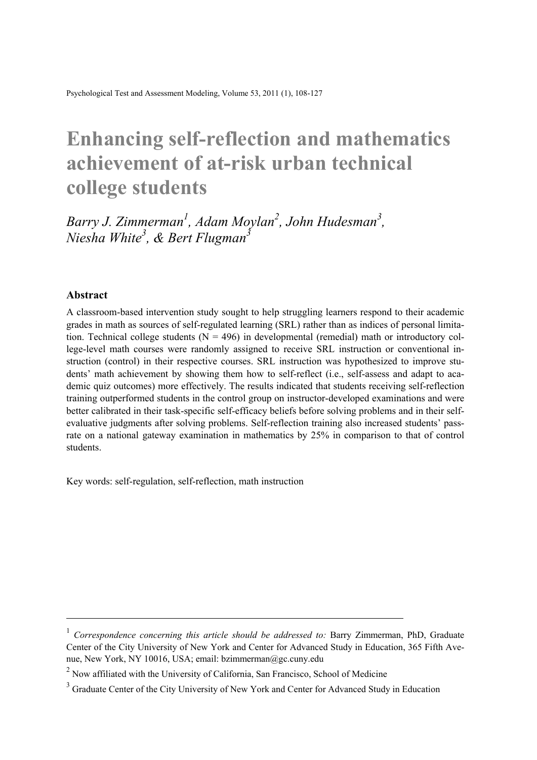# Enhancing self-reflection and mathematics achievement of at-risk urban technical college students

*Barry J. Zimmerman[1], Adam Moylan[2], John Hudesman[3], Niesha White[3], & Bert Flugman[3]*

## Abstract

A classroom-based intervention study sought to help struggling learners respond to their academic grades in math as sources of self-regulated learning (SRL) rather than as indices of personal limitation. Technical college students (N = 496) in developmental (remedial) math or introductory college-level math courses were randomly assigned to receive SRL instruction or conventional instruction (control) in their respective courses. SRL instruction was hypothesized to improve students' math achievement by showing them how to self-reflect (i.e., self-assess and adapt to academic quiz outcomes) more effectively. The results indicated that students receiving self-reflection training outperformed students in the control group on instructor-developed examinations and were better calibrated in their task-specific self-efficacy beliefs before solving problems and in their self-evaluative judgments after solving problems. Self-reflection training also increased students' pass-rate on a national gateway examination in mathematics by 25% in comparison to that of control students.

Key words: self-regulation, self-reflection, math instruction

---

[1] *Correspondence concerning this article should be addressed to:* Barry Zimmerman, PhD, Graduate Center of the City University of New York and Center for Advanced Study in Education, 365 Fifth Avenue, New York, NY 10016, USA; email: bzimmerman@gc.cuny.edu

[2] Now affiliated with the University of California, San Francisco, School of Medicine

[3] Graduate Center of the City University of New York and Center for Advanced Study in Education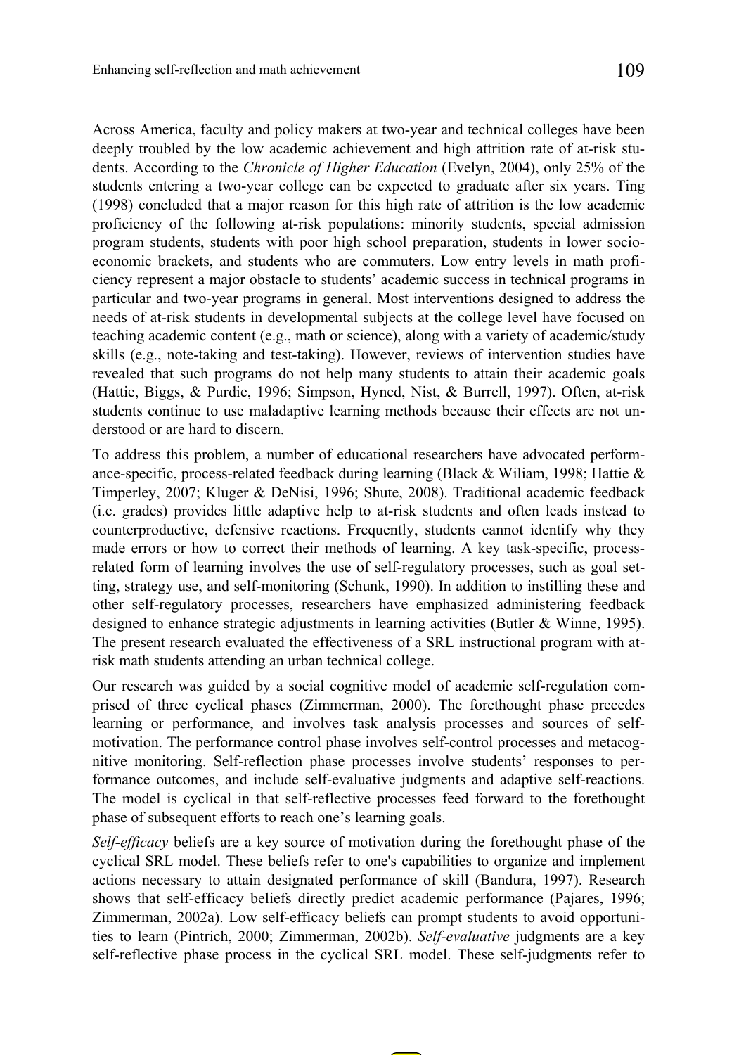Across America, faculty and policy makers at two-year and technical colleges have been deeply troubled by the low academic achievement and high attrition rate of at-risk students. According to the *Chronicle of Higher Education* (Evelyn, 2004), only 25% of the students entering a two-year college can be expected to graduate after six years. Ting (1998) concluded that a major reason for this high rate of attrition is the low academic proficiency of the following at-risk populations: minority students, special admission program students, students with poor high school preparation, students in lower socio-economic brackets, and students who are commuters. Low entry levels in math proficiency represent a major obstacle to students' academic success in technical programs in particular and two-year programs in general. Most interventions designed to address the needs of at-risk students in developmental subjects at the college level have focused on teaching academic content (e.g., math or science), along with a variety of academic/study skills (e.g., note-taking and test-taking). However, reviews of intervention studies have revealed that such programs do not help many students to attain their academic goals (Hattie, Biggs, & Purdie, 1996; Simpson, Hyned, Nist, & Burrell, 1997). Often, at-risk students continue to use maladaptive learning methods because their effects are not understood or are hard to discern.

To address this problem, a number of educational researchers have advocated performance-specific, process-related feedback during learning (Black & Wiliam, 1998; Hattie & Timperley, 2007; Kluger & DeNisi, 1996; Shute, 2008). Traditional academic feedback (i.e. grades) provides little adaptive help to at-risk students and often leads instead to counterproductive, defensive reactions. Frequently, students cannot identify why they made errors or how to correct their methods of learning. A key task-specific, process-related form of learning involves the use of self-regulatory processes, such as goal setting, strategy use, and self-monitoring (Schunk, 1990). In addition to instilling these and other self-regulatory processes, researchers have emphasized administering feedback designed to enhance strategic adjustments in learning activities (Butler & Winne, 1995). The present research evaluated the effectiveness of a SRL instructional program with at-risk math students attending an urban technical college.

Our research was guided by a social cognitive model of academic self-regulation comprised of three cyclical phases (Zimmerman, 2000). The forethought phase precedes learning or performance, and involves task analysis processes and sources of self-motivation. The performance control phase involves self-control processes and metacognitive monitoring. Self-reflection phase processes involve students' responses to performance outcomes, and include self-evaluative judgments and adaptive self-reactions. The model is cyclical in that self-reflective processes feed forward to the forethought phase of subsequent efforts to reach one's learning goals.

*Self-efficacy* beliefs are a key source of motivation during the forethought phase of the cyclical SRL model. These beliefs refer to one's capabilities to organize and implement actions necessary to attain designated performance of skill (Bandura, 1997). Research shows that self-efficacy beliefs directly predict academic performance (Pajares, 1996; Zimmerman, 2002a). Low self-efficacy beliefs can prompt students to avoid opportunities to learn (Pintrich, 2000; Zimmerman, 2002b). *Self-evaluative* judgments are a key self-reflective phase process in the cyclical SRL model. These self-judgments refer to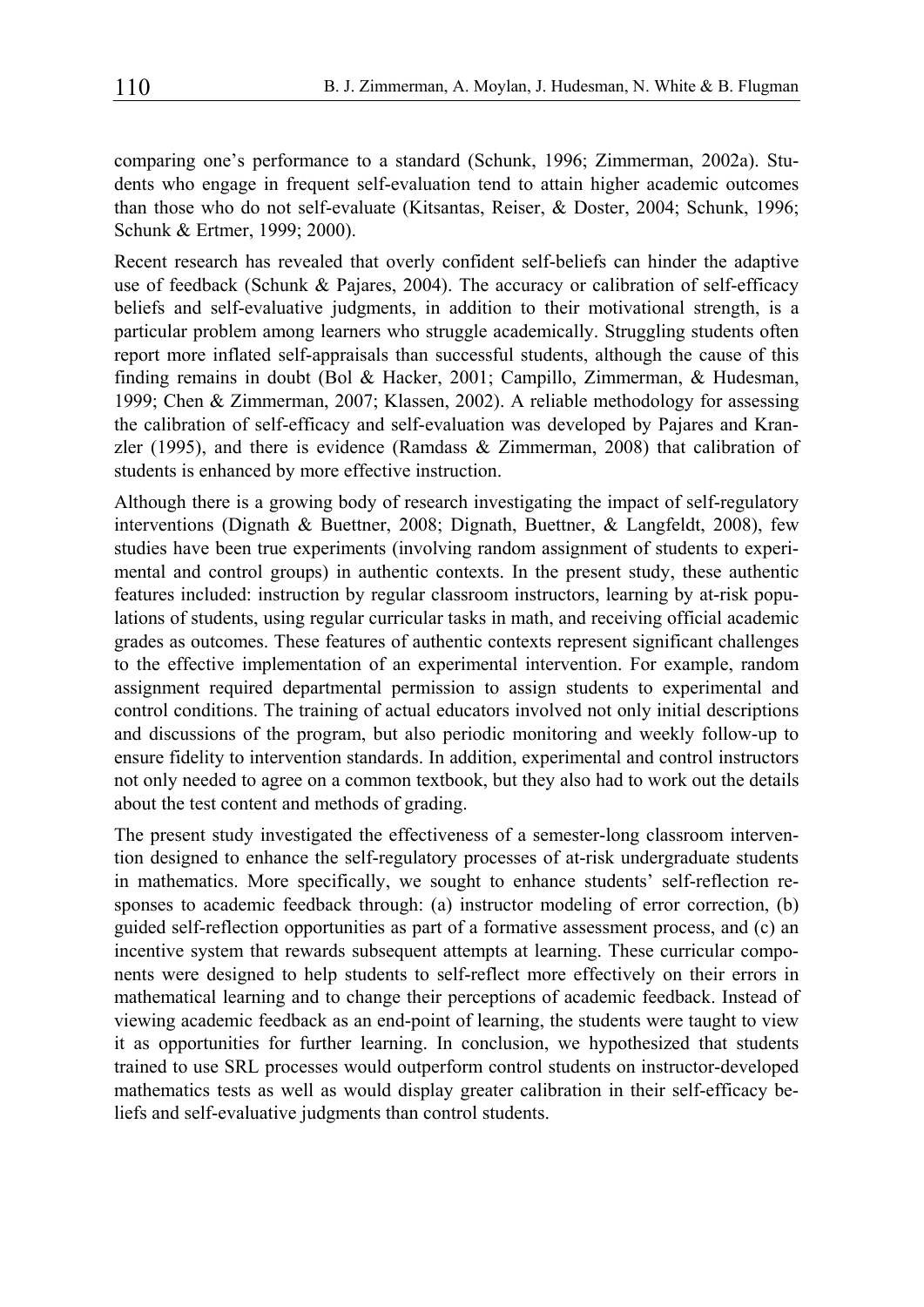comparing one's performance to a standard (Schunk, 1996; Zimmerman, 2002a). Students who engage in frequent self-evaluation tend to attain higher academic outcomes than those who do not self-evaluate (Kitsantas, Reiser, & Doster, 2004; Schunk, 1996; Schunk & Ertmer, 1999; 2000).

Recent research has revealed that overly confident self-beliefs can hinder the adaptive use of feedback (Schunk & Pajares, 2004). The accuracy or calibration of self-efficacy beliefs and self-evaluative judgments, in addition to their motivational strength, is a particular problem among learners who struggle academically. Struggling students often report more inflated self-appraisals than successful students, although the cause of this finding remains in doubt (Bol & Hacker, 2001; Campillo, Zimmerman, & Hudesman, 1999; Chen & Zimmerman, 2007; Klassen, 2002). A reliable methodology for assessing the calibration of self-efficacy and self-evaluation was developed by Pajares and Kranzler (1995), and there is evidence (Ramdass & Zimmerman, 2008) that calibration of students is enhanced by more effective instruction.

Although there is a growing body of research investigating the impact of self-regulatory interventions (Dignath & Buettner, 2008; Dignath, Buettner, & Langfeldt, 2008), few studies have been true experiments (involving random assignment of students to experimental and control groups) in authentic contexts. In the present study, these authentic features included: instruction by regular classroom instructors, learning by at-risk populations of students, using regular curricular tasks in math, and receiving official academic grades as outcomes. These features of authentic contexts represent significant challenges to the effective implementation of an experimental intervention. For example, random assignment required departmental permission to assign students to experimental and control conditions. The training of actual educators involved not only initial descriptions and discussions of the program, but also periodic monitoring and weekly follow-up to ensure fidelity to intervention standards. In addition, experimental and control instructors not only needed to agree on a common textbook, but they also had to work out the details about the test content and methods of grading.

The present study investigated the effectiveness of a semester-long classroom intervention designed to enhance the self-regulatory processes of at-risk undergraduate students in mathematics. More specifically, we sought to enhance students' self-reflection responses to academic feedback through: (a) instructor modeling of error correction, (b) guided self-reflection opportunities as part of a formative assessment process, and (c) an incentive system that rewards subsequent attempts at learning. These curricular components were designed to help students to self-reflect more effectively on their errors in mathematical learning and to change their perceptions of academic feedback. Instead of viewing academic feedback as an end-point of learning, the students were taught to view it as opportunities for further learning. In conclusion, we hypothesized that students trained to use SRL processes would outperform control students on instructor-developed mathematics tests as well as would display greater calibration in their self-efficacy beliefs and self-evaluative judgments than control students.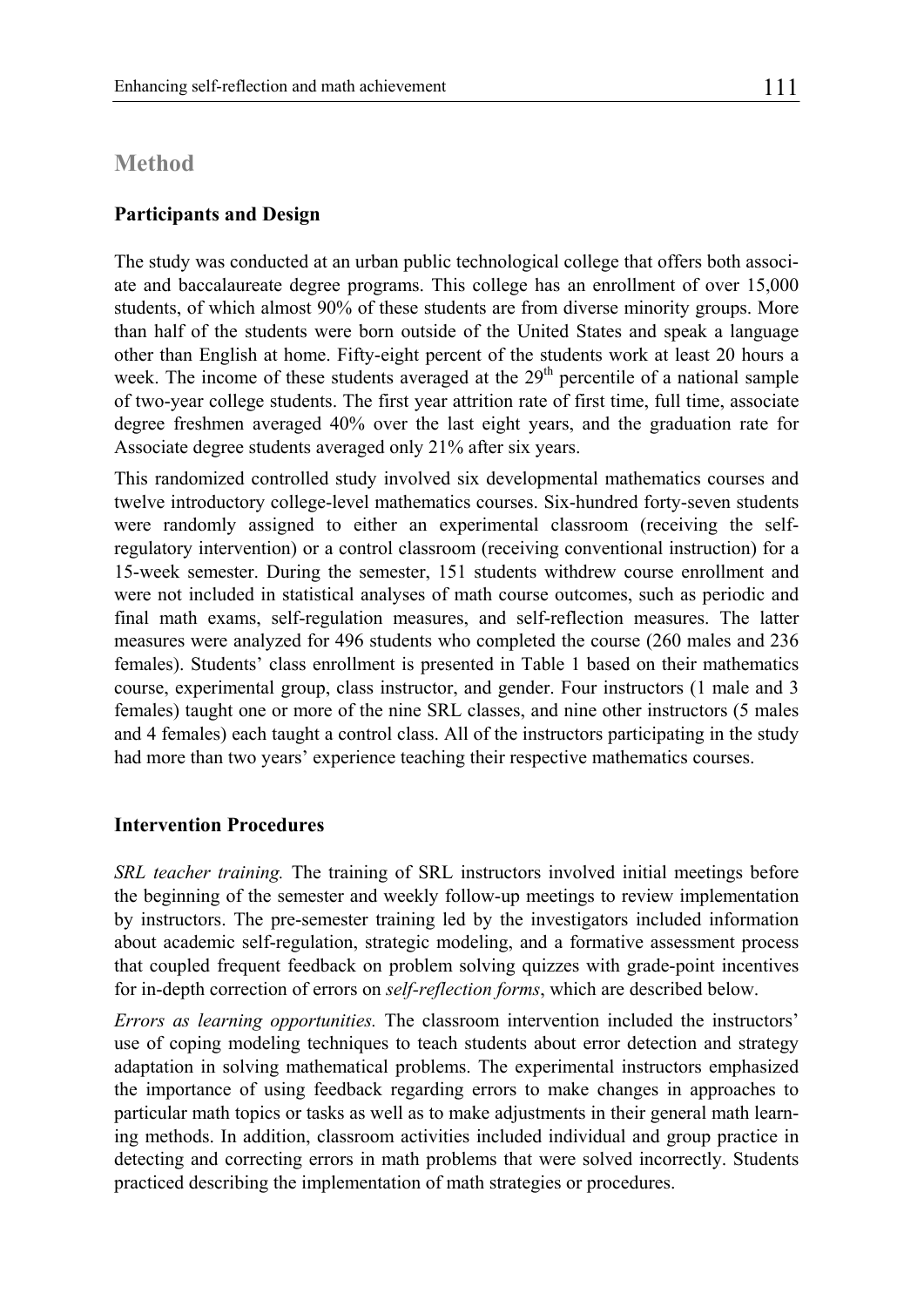## Method

### Participants and Design

The study was conducted at an urban public technological college that offers both associate and baccalaureate degree programs. This college has an enrollment of over 15,000 students, of which almost 90% of these students are from diverse minority groups. More than half of the students were born outside of the United States and speak a language other than English at home. Fifty-eight percent of the students work at least 20 hours a week. The income of these students averaged at the 29th percentile of a national sample of two-year college students. The first year attrition rate of first time, full time, associate degree freshmen averaged 40% over the last eight years, and the graduation rate for Associate degree students averaged only 21% after six years.

This randomized controlled study involved six developmental mathematics courses and twelve introductory college-level mathematics courses. Six-hundred forty-seven students were randomly assigned to either an experimental classroom (receiving the self-regulatory intervention) or a control classroom (receiving conventional instruction) for a 15-week semester. During the semester, 151 students withdrew course enrollment and were not included in statistical analyses of math course outcomes, such as periodic and final math exams, self-regulation measures, and self-reflection measures. The latter measures were analyzed for 496 students who completed the course (260 males and 236 females). Students' class enrollment is presented in Table 1 based on their mathematics course, experimental group, class instructor, and gender. Four instructors (1 male and 3 females) taught one or more of the nine SRL classes, and nine other instructors (5 males and 4 females) each taught a control class. All of the instructors participating in the study had more than two years' experience teaching their respective mathematics courses.

### Intervention Procedures

*SRL teacher training.* The training of SRL instructors involved initial meetings before the beginning of the semester and weekly follow-up meetings to review implementation by instructors. The pre-semester training led by the investigators included information about academic self-regulation, strategic modeling, and a formative assessment process that coupled frequent feedback on problem solving quizzes with grade-point incentives for in-depth correction of errors on *self-reflection forms*, which are described below.

*Errors as learning opportunities.* The classroom intervention included the instructors' use of coping modeling techniques to teach students about error detection and strategy adaptation in solving mathematical problems. The experimental instructors emphasized the importance of using feedback regarding errors to make changes in approaches to particular math topics or tasks as well as to make adjustments in their general math learning methods. In addition, classroom activities included individual and group practice in detecting and correcting errors in math problems that were solved incorrectly. Students practiced describing the implementation of math strategies or procedures.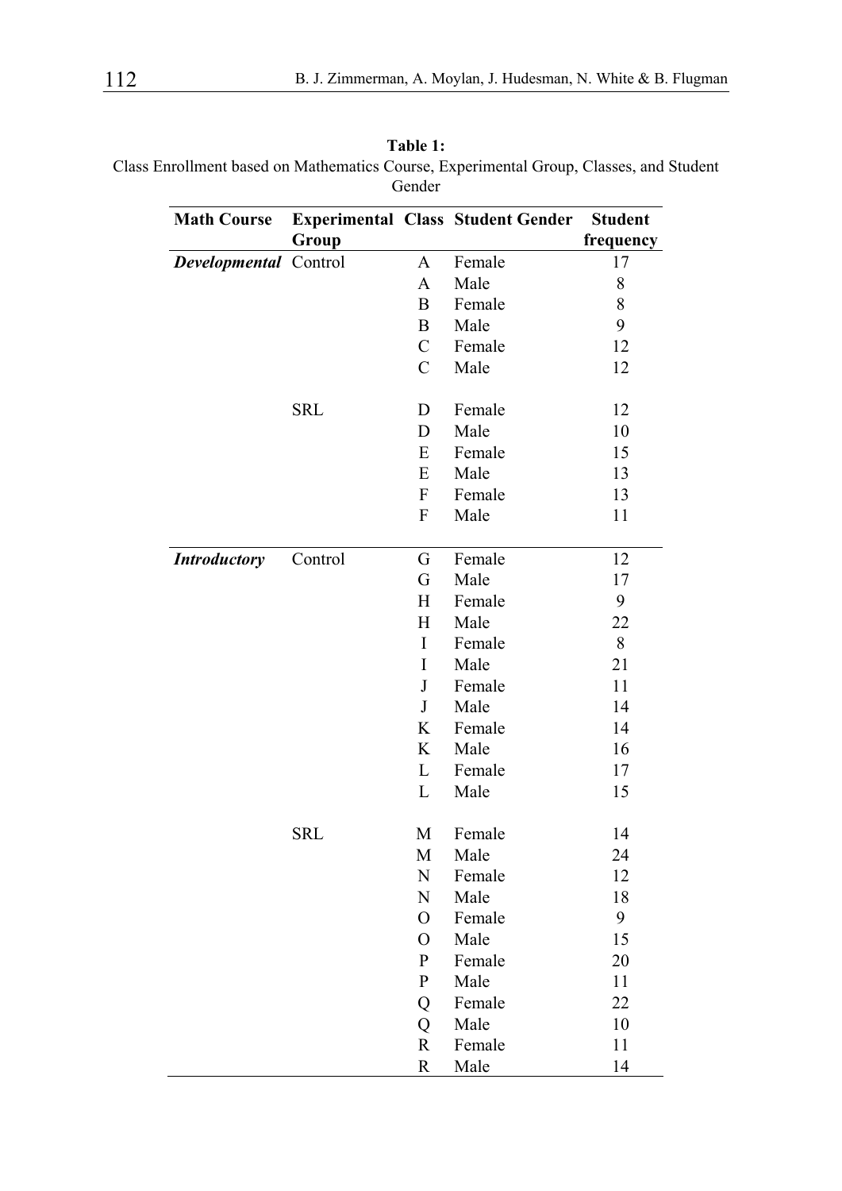**Table 1:**
Class Enrollment based on Mathematics Course, Experimental Group, Classes, and Student Gender

| Math Course | Experimental Group | Class | Student Gender | Student frequency |
|---|---|---|---|---|
| ***Developmental*** | Control | A | Female | 17 |
| | | A | Male | 8 |
| | | B | Female | 8 |
| | | B | Male | 9 |
| | | C | Female | 12 |
| | | C | Male | 12 |
| | SRL | D | Female | 12 |
| | | D | Male | 10 |
| | | E | Female | 15 |
| | | E | Male | 13 |
| | | F | Female | 13 |
| | | F | Male | 11 |
| ***Introductory*** | Control | G | Female | 12 |
| | | G | Male | 17 |
| | | H | Female | 9 |
| | | H | Male | 22 |
| | | I | Female | 8 |
| | | I | Male | 21 |
| | | J | Female | 11 |
| | | J | Male | 14 |
| | | K | Female | 14 |
| | | K | Male | 16 |
| | | L | Female | 17 |
| | | L | Male | 15 |
| | SRL | M | Female | 14 |
| | | M | Male | 24 |
| | | N | Female | 12 |
| | | N | Male | 18 |
| | | O | Female | 9 |
| | | O | Male | 15 |
| | | P | Female | 20 |
| | | P | Male | 11 |
| | | Q | Female | 22 |
| | | Q | Male | 10 |
| | | R | Female | 11 |
| | | R | Male | 14 |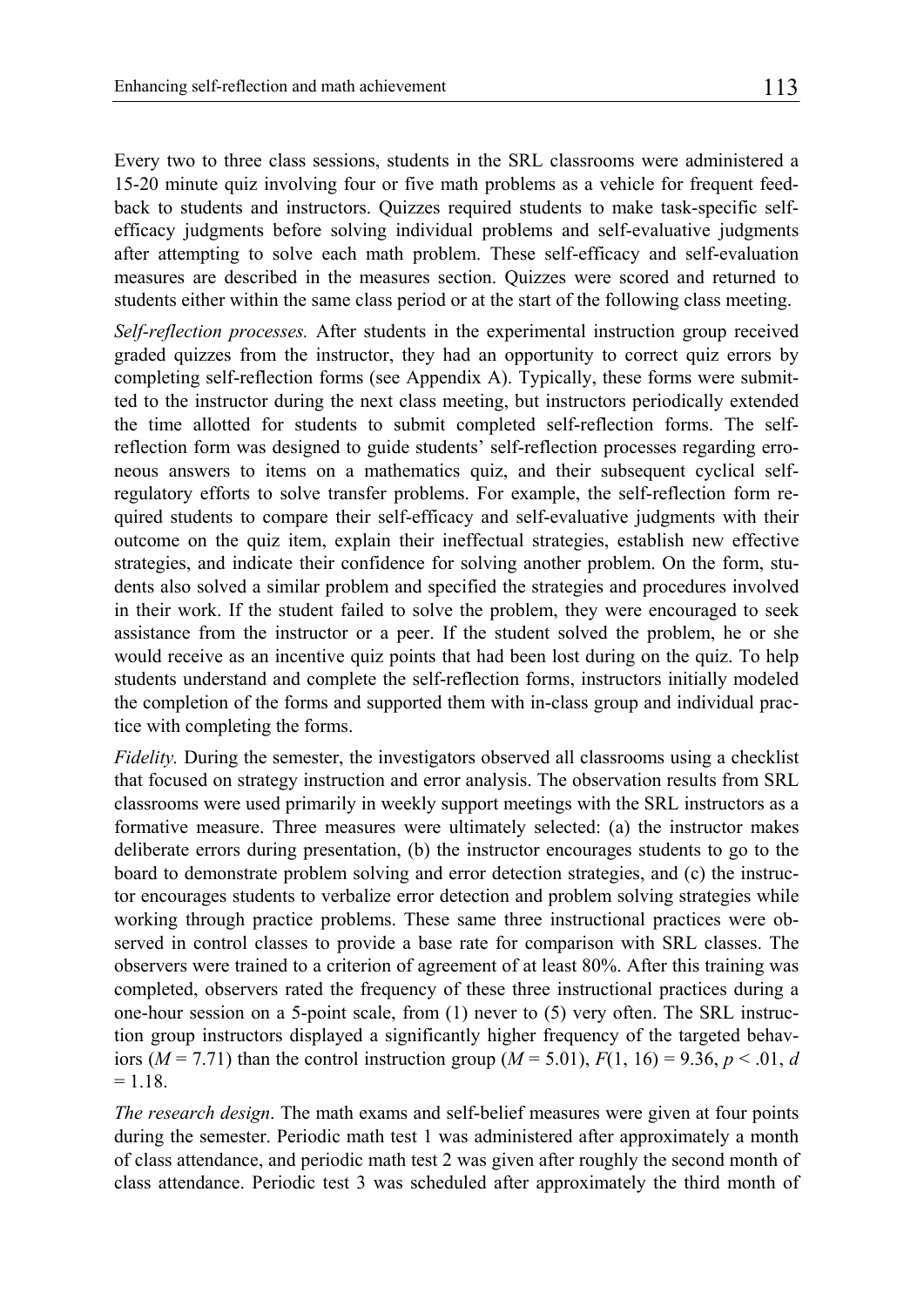Every two to three class sessions, students in the SRL classrooms were administered a 15-20 minute quiz involving four or five math problems as a vehicle for frequent feedback to students and instructors. Quizzes required students to make task-specific self-efficacy judgments before solving individual problems and self-evaluative judgments after attempting to solve each math problem. These self-efficacy and self-evaluation measures are described in the measures section. Quizzes were scored and returned to students either within the same class period or at the start of the following class meeting.

*Self-reflection processes.* After students in the experimental instruction group received graded quizzes from the instructor, they had an opportunity to correct quiz errors by completing self-reflection forms (see Appendix A). Typically, these forms were submitted to the instructor during the next class meeting, but instructors periodically extended the time allotted for students to submit completed self-reflection forms. The self-reflection form was designed to guide students' self-reflection processes regarding erroneous answers to items on a mathematics quiz, and their subsequent cyclical self-regulatory efforts to solve transfer problems. For example, the self-reflection form required students to compare their self-efficacy and self-evaluative judgments with their outcome on the quiz item, explain their ineffectual strategies, establish new effective strategies, and indicate their confidence for solving another problem. On the form, students also solved a similar problem and specified the strategies and procedures involved in their work. If the student failed to solve the problem, they were encouraged to seek assistance from the instructor or a peer. If the student solved the problem, he or she would receive as an incentive quiz points that had been lost during on the quiz. To help students understand and complete the self-reflection forms, instructors initially modeled the completion of the forms and supported them with in-class group and individual practice with completing the forms.

*Fidelity.* During the semester, the investigators observed all classrooms using a checklist that focused on strategy instruction and error analysis. The observation results from SRL classrooms were used primarily in weekly support meetings with the SRL instructors as a formative measure. Three measures were ultimately selected: (a) the instructor makes deliberate errors during presentation, (b) the instructor encourages students to go to the board to demonstrate problem solving and error detection strategies, and (c) the instructor encourages students to verbalize error detection and problem solving strategies while working through practice problems. These same three instructional practices were observed in control classes to provide a base rate for comparison with SRL classes. The observers were trained to a criterion of agreement of at least 80%. After this training was completed, observers rated the frequency of these three instructional practices during a one-hour session on a 5-point scale, from (1) never to (5) very often. The SRL instruction group instructors displayed a significantly higher frequency of the targeted behaviors ($M = 7.71$) than the control instruction group ($M = 5.01$), $F(1, 16) = 9.36$, $p < .01$, $d = 1.18$.

*The research design*. The math exams and self-belief measures were given at four points during the semester. Periodic math test 1 was administered after approximately a month of class attendance, and periodic math test 2 was given after roughly the second month of class attendance. Periodic test 3 was scheduled after approximately the third month of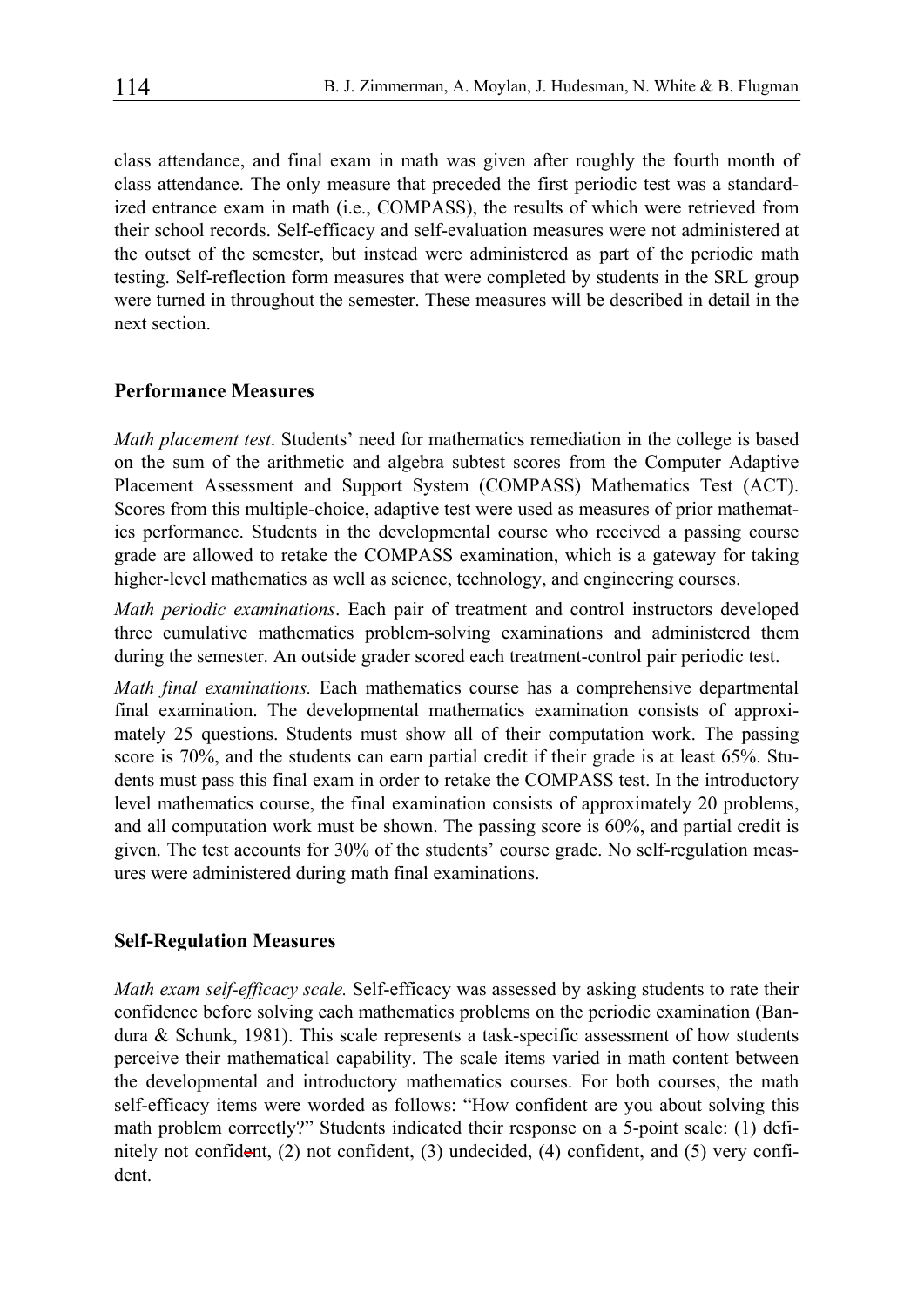class attendance, and final exam in math was given after roughly the fourth month of class attendance. The only measure that preceded the first periodic test was a standardized entrance exam in math (i.e., COMPASS), the results of which were retrieved from their school records. Self-efficacy and self-evaluation measures were not administered at the outset of the semester, but instead were administered as part of the periodic math testing. Self-reflection form measures that were completed by students in the SRL group were turned in throughout the semester. These measures will be described in detail in the next section.

## Performance Measures

*Math placement test*. Students' need for mathematics remediation in the college is based on the sum of the arithmetic and algebra subtest scores from the Computer Adaptive Placement Assessment and Support System (COMPASS) Mathematics Test (ACT). Scores from this multiple-choice, adaptive test were used as measures of prior mathematics performance. Students in the developmental course who received a passing course grade are allowed to retake the COMPASS examination, which is a gateway for taking higher-level mathematics as well as science, technology, and engineering courses.

*Math periodic examinations*. Each pair of treatment and control instructors developed three cumulative mathematics problem-solving examinations and administered them during the semester. An outside grader scored each treatment-control pair periodic test.

*Math final examinations.* Each mathematics course has a comprehensive departmental final examination. The developmental mathematics examination consists of approximately 25 questions. Students must show all of their computation work. The passing score is 70%, and the students can earn partial credit if their grade is at least 65%. Students must pass this final exam in order to retake the COMPASS test. In the introductory level mathematics course, the final examination consists of approximately 20 problems, and all computation work must be shown. The passing score is 60%, and partial credit is given. The test accounts for 30% of the students' course grade. No self-regulation measures were administered during math final examinations.

## Self-Regulation Measures

*Math exam self-efficacy scale.* Self-efficacy was assessed by asking students to rate their confidence before solving each mathematics problems on the periodic examination (Bandura & Schunk, 1981). This scale represents a task-specific assessment of how students perceive their mathematical capability. The scale items varied in math content between the developmental and introductory mathematics courses. For both courses, the math self-efficacy items were worded as follows: "How confident are you about solving this math problem correctly?" Students indicated their response on a 5-point scale: (1) definitely not confident, (2) not confident, (3) undecided, (4) confident, and (5) very confident.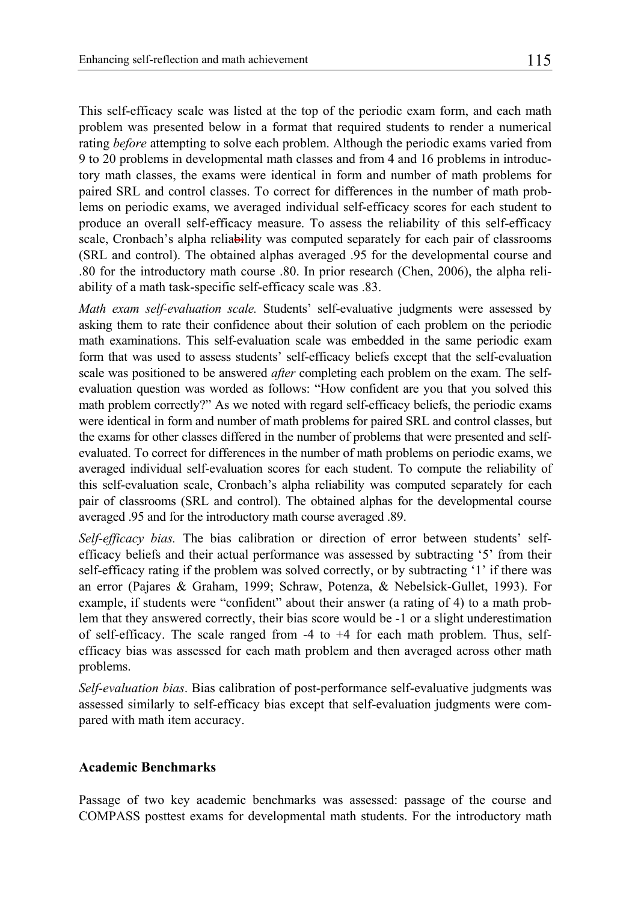This self-efficacy scale was listed at the top of the periodic exam form, and each math problem was presented below in a format that required students to render a numerical rating *before* attempting to solve each problem. Although the periodic exams varied from 9 to 20 problems in developmental math classes and from 4 and 16 problems in introductory math classes, the exams were identical in form and number of math problems for paired SRL and control classes. To correct for differences in the number of math problems on periodic exams, we averaged individual self-efficacy scores for each student to produce an overall self-efficacy measure. To assess the reliability of this self-efficacy scale, Cronbach's alpha reliability was computed separately for each pair of classrooms (SRL and control). The obtained alphas averaged .95 for the developmental course and .80 for the introductory math course .80. In prior research (Chen, 2006), the alpha reliability of a math task-specific self-efficacy scale was .83.

*Math exam self-evaluation scale.* Students' self-evaluative judgments were assessed by asking them to rate their confidence about their solution of each problem on the periodic math examinations. This self-evaluation scale was embedded in the same periodic exam form that was used to assess students' self-efficacy beliefs except that the self-evaluation scale was positioned to be answered *after* completing each problem on the exam. The self-evaluation question was worded as follows: "How confident are you that you solved this math problem correctly?" As we noted with regard self-efficacy beliefs, the periodic exams were identical in form and number of math problems for paired SRL and control classes, but the exams for other classes differed in the number of problems that were presented and self-evaluated. To correct for differences in the number of math problems on periodic exams, we averaged individual self-evaluation scores for each student. To compute the reliability of this self-evaluation scale, Cronbach's alpha reliability was computed separately for each pair of classrooms (SRL and control). The obtained alphas for the developmental course averaged .95 and for the introductory math course averaged .89.

*Self-efficacy bias.* The bias calibration or direction of error between students' self-efficacy beliefs and their actual performance was assessed by subtracting '5' from their self-efficacy rating if the problem was solved correctly, or by subtracting '1' if there was an error (Pajares & Graham, 1999; Schraw, Potenza, & Nebelsick-Gullet, 1993). For example, if students were "confident" about their answer (a rating of 4) to a math problem that they answered correctly, their bias score would be -1 or a slight underestimation of self-efficacy. The scale ranged from -4 to +4 for each math problem. Thus, self-efficacy bias was assessed for each math problem and then averaged across other math problems.

*Self-evaluation bias*. Bias calibration of post-performance self-evaluative judgments was assessed similarly to self-efficacy bias except that self-evaluation judgments were compared with math item accuracy.

### Academic Benchmarks

Passage of two key academic benchmarks was assessed: passage of the course and COMPASS posttest exams for developmental math students. For the introductory math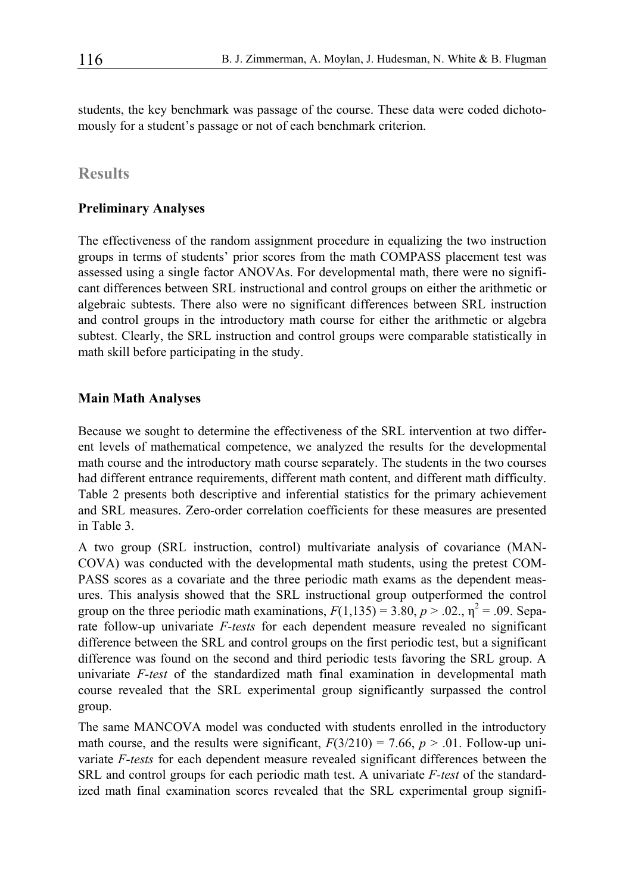students, the key benchmark was passage of the course. These data were coded dichotomously for a student's passage or not of each benchmark criterion.

## Results

### Preliminary Analyses

The effectiveness of the random assignment procedure in equalizing the two instruction groups in terms of students' prior scores from the math COMPASS placement test was assessed using a single factor ANOVAs. For developmental math, there were no significant differences between SRL instructional and control groups on either the arithmetic or algebraic subtests. There also were no significant differences between SRL instruction and control groups in the introductory math course for either the arithmetic or algebra subtest. Clearly, the SRL instruction and control groups were comparable statistically in math skill before participating in the study.

### Main Math Analyses

Because we sought to determine the effectiveness of the SRL intervention at two different levels of mathematical competence, we analyzed the results for the developmental math course and the introductory math course separately. The students in the two courses had different entrance requirements, different math content, and different math difficulty. Table 2 presents both descriptive and inferential statistics for the primary achievement and SRL measures. Zero-order correlation coefficients for these measures are presented in Table 3.

A two group (SRL instruction, control) multivariate analysis of covariance (MANCOVA) was conducted with the developmental math students, using the pretest COMPASS scores as a covariate and the three periodic math exams as the dependent measures. This analysis showed that the SRL instructional group outperformed the control group on the three periodic math examinations, $F(1,135) = 3.80$, $p > .02.$, $\eta^2 = .09$. Separate follow-up univariate *F-tests* for each dependent measure revealed no significant difference between the SRL and control groups on the first periodic test, but a significant difference was found on the second and third periodic tests favoring the SRL group. A univariate *F-test* of the standardized math final examination in developmental math course revealed that the SRL experimental group significantly surpassed the control group.

The same MANCOVA model was conducted with students enrolled in the introductory math course, and the results were significant, $F(3/210) = 7.66$, $p > .01$. Follow-up univariate *F-tests* for each dependent measure revealed significant differences between the SRL and control groups for each periodic math test. A univariate *F-test* of the standardized math final examination scores revealed that the SRL experimental group signifi-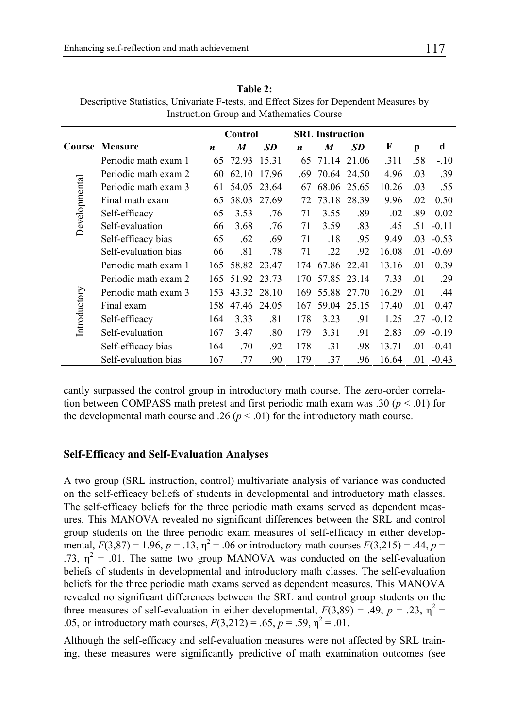**Table 2:**
Descriptive Statistics, Univariate F-tests, and Effect Sizes for Dependent Measures by Instruction Group and Mathematics Course

| | | Control | | | SRL Instruction | | | | | |
|---|---|---|---|---|---|---|---|---|---|---|
| **Course** | **Measure** | ***n*** | ***M*** | ***SD*** | ***n*** | ***M*** | ***SD*** | **F** | **p** | **d** |
| Developmental | Periodic math exam 1 | 65 | 72.93 | 15.31 | 65 | 71.14 | 21.06 | .311 | .58 | -.10 |
| | Periodic math exam 2 | 60 | 62.10 | 17.96 | .69 | 70.64 | 24.50 | 4.96 | .03 | .39 |
| | Periodic math exam 3 | 61 | 54.05 | 23.64 | 67 | 68.06 | 25.65 | 10.26 | .03 | .55 |
| | Final math exam | 65 | 58.03 | 27.69 | 72 | 73.18 | 28.39 | 9.96 | .02 | 0.50 |
| | Self-efficacy | 65 | 3.53 | .76 | 71 | 3.55 | .89 | .02 | .89 | 0.02 |
| | Self-evaluation | 66 | 3.68 | .76 | 71 | 3.59 | .83 | .45 | .51 | -0.11 |
| | Self-efficacy bias | 65 | .62 | .69 | 71 | .18 | .95 | 9.49 | .03 | -0.53 |
| | Self-evaluation bias | 66 | .81 | .78 | 71 | .22 | .92 | 16.08 | .01 | -0.69 |
| Introductory | Periodic math exam 1 | 165 | 58.82 | 23.47 | 174 | 67.86 | 22.41 | 13.16 | .01 | 0.39 |
| | Periodic math exam 2 | 165 | 51.92 | 23.73 | 170 | 57.85 | 23.14 | 7.33 | .01 | .29 |
| | Periodic math exam 3 | 153 | 43.32 | 28,10 | 169 | 55.88 | 27.70 | 16.29 | .01 | .44 |
| | Final exam | 158 | 47.46 | 24.05 | 167 | 59.04 | 25.15 | 17.40 | .01 | 0.47 |
| | Self-efficacy | 164 | 3.33 | .81 | 178 | 3.23 | .91 | 1.25 | .27 | -0.12 |
| | Self-evaluation | 167 | 3.47 | .80 | 179 | 3.31 | .91 | 2.83 | .09 | -0.19 |
| | Self-efficacy bias | 164 | .70 | .92 | 178 | .31 | .98 | 13.71 | .01 | -0.41 |
| | Self-evaluation bias | 167 | .77 | .90 | 179 | .37 | .96 | 16.64 | .01 | -0.43 |

cantly surpassed the control group in introductory math course. The zero-order correlation between COMPASS math pretest and first periodic math exam was .30 ($p < .01$) for the developmental math course and .26 ($p < .01$) for the introductory math course.

### Self-Efficacy and Self-Evaluation Analyses

A two group (SRL instruction, control) multivariate analysis of variance was conducted on the self-efficacy beliefs of students in developmental and introductory math classes. The self-efficacy beliefs for the three periodic math exams served as dependent measures. This MANOVA revealed no significant differences between the SRL and control group students on the three periodic exam measures of self-efficacy in either developmental, $F(3,87) = 1.96$, $p = .13$, $\eta^2 = .06$ or introductory math courses $F(3,215) = .44$, $p = .73$, $\eta^2 = .01$. The same two group MANOVA was conducted on the self-evaluation beliefs of students in developmental and introductory math classes. The self-evaluation beliefs for the three periodic math exams served as dependent measures. This MANOVA revealed no significant differences between the SRL and control group students on the three measures of self-evaluation in either developmental, $F(3,89) = .49$, $p = .23$, $\eta^2 = .05$, or introductory math courses, $F(3,212) = .65$, $p = .59$, $\eta^2 = .01$.

Although the self-efficacy and self-evaluation measures were not affected by SRL training, these measures were significantly predictive of math examination outcomes (see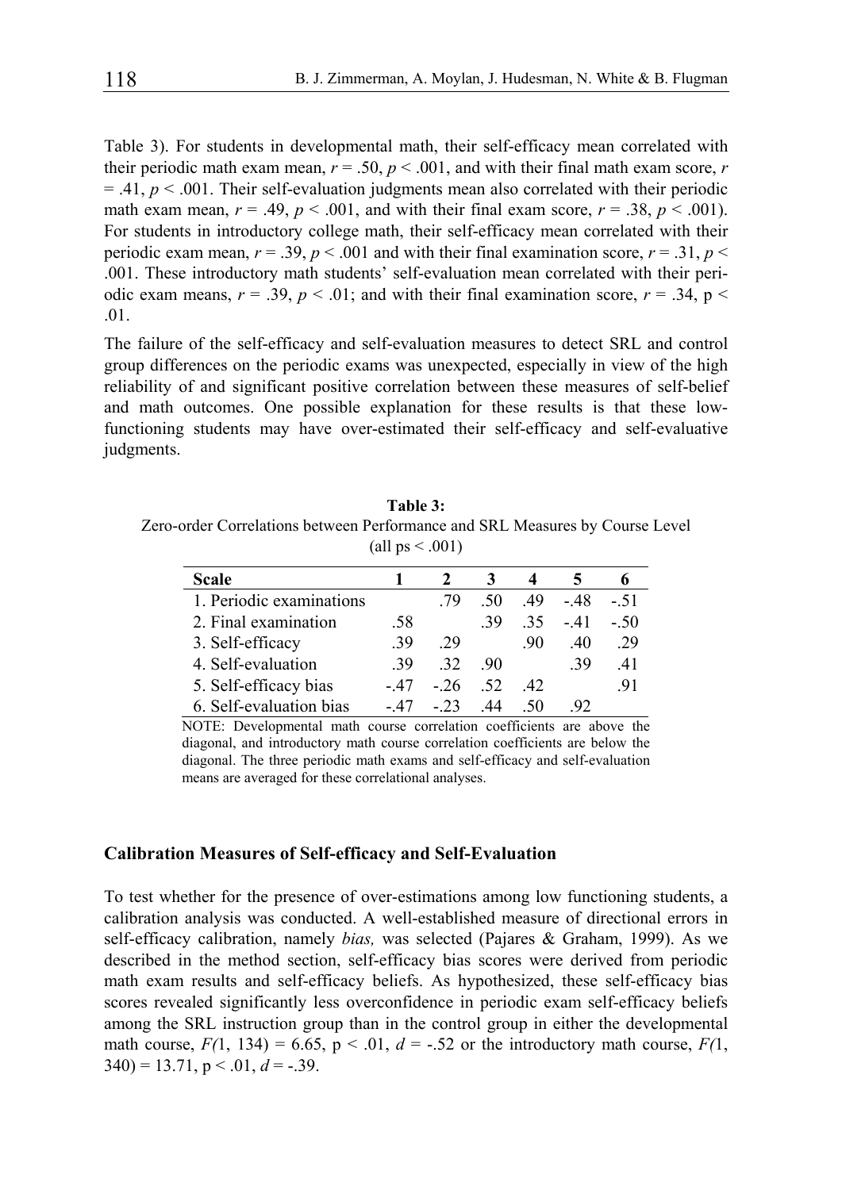Table 3). For students in developmental math, their self-efficacy mean correlated with their periodic math exam mean, $r = .50$, $p < .001$, and with their final math exam score, $r = .41$, $p < .001$. Their self-evaluation judgments mean also correlated with their periodic math exam mean, $r = .49$, $p < .001$, and with their final exam score, $r = .38$, $p < .001$). For students in introductory college math, their self-efficacy mean correlated with their periodic exam mean, $r = .39$, $p < .001$ and with their final examination score, $r = .31$, $p < .001$. These introductory math students' self-evaluation mean correlated with their periodic exam means, $r = .39$, $p < .01$; and with their final examination score, $r = .34$, $p < .01$.

The failure of the self-efficacy and self-evaluation measures to detect SRL and control group differences on the periodic exams was unexpected, especially in view of the high reliability of and significant positive correlation between these measures of self-belief and math outcomes. One possible explanation for these results is that these low-functioning students may have over-estimated their self-efficacy and self-evaluative judgments.

**Table 3:**
Zero-order Correlations between Performance and SRL Measures by Course Level (all ps < .001)

| Scale | 1 | 2 | 3 | 4 | 5 | 6 |
|---|---|---|---|---|---|---|
| 1. Periodic examinations | | .79 | .50 | .49 | -.48 | -.51 |
| 2. Final examination | .58 | | .39 | .35 | -.41 | -.50 |
| 3. Self-efficacy | .39 | .29 | | .90 | .40 | .29 |
| 4. Self-evaluation | .39 | .32 | .90 | | .39 | .41 |
| 5. Self-efficacy bias | -.47 | -.26 | .52 | .42 | | .91 |
| 6. Self-evaluation bias | -.47 | -.23 | .44 | .50 | .92 | |

NOTE: Developmental math course correlation coefficients are above the diagonal, and introductory math course correlation coefficients are below the diagonal. The three periodic math exams and self-efficacy and self-evaluation means are averaged for these correlational analyses.

### Calibration Measures of Self-efficacy and Self-Evaluation

To test whether for the presence of over-estimations among low functioning students, a calibration analysis was conducted. A well-established measure of directional errors in self-efficacy calibration, namely *bias,* was selected (Pajares & Graham, 1999). As we described in the method section, self-efficacy bias scores were derived from periodic math exam results and self-efficacy beliefs. As hypothesized, these self-efficacy bias scores revealed significantly less overconfidence in periodic exam self-efficacy beliefs among the SRL instruction group than in the control group in either the developmental math course, $F(1, 134) = 6.65$, $p < .01$, $d = -.52$ or the introductory math course, $F(1, 340) = 13.71$, $p < .01$, $d = -.39$.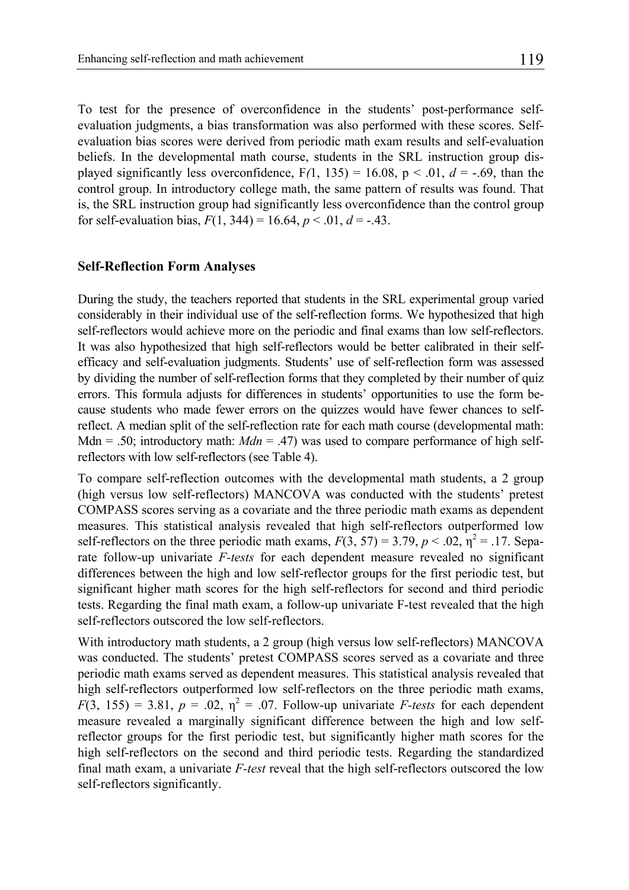To test for the presence of overconfidence in the students' post-performance self-evaluation judgments, a bias transformation was also performed with these scores. Self-evaluation bias scores were derived from periodic math exam results and self-evaluation beliefs. In the developmental math course, students in the SRL instruction group displayed significantly less overconfidence, $F(1, 135) = 16.08$, $p < .01$, $d = -.69$, than the control group. In introductory college math, the same pattern of results was found. That is, the SRL instruction group had significantly less overconfidence than the control group for self-evaluation bias, $F(1, 344) = 16.64$, $p < .01$, $d = -.43$.

### Self-Reflection Form Analyses

During the study, the teachers reported that students in the SRL experimental group varied considerably in their individual use of the self-reflection forms. We hypothesized that high self-reflectors would achieve more on the periodic and final exams than low self-reflectors. It was also hypothesized that high self-reflectors would be better calibrated in their self-efficacy and self-evaluation judgments. Students' use of self-reflection form was assessed by dividing the number of self-reflection forms that they completed by their number of quiz errors. This formula adjusts for differences in students' opportunities to use the form because students who made fewer errors on the quizzes would have fewer chances to self-reflect. A median split of the self-reflection rate for each math course (developmental math: Mdn = .50; introductory math: *Mdn* = .47) was used to compare performance of high self-reflectors with low self-reflectors (see Table 4).

To compare self-reflection outcomes with the developmental math students, a 2 group (high versus low self-reflectors) MANCOVA was conducted with the students' pretest COMPASS scores serving as a covariate and the three periodic math exams as dependent measures. This statistical analysis revealed that high self-reflectors outperformed low self-reflectors on the three periodic math exams, $F(3, 57) = 3.79$, $p < .02$, $\eta^2 = .17$. Separate follow-up univariate *F-tests* for each dependent measure revealed no significant differences between the high and low self-reflector groups for the first periodic test, but significant higher math scores for the high self-reflectors for second and third periodic tests. Regarding the final math exam, a follow-up univariate F-test revealed that the high self-reflectors outscored the low self-reflectors.

With introductory math students, a 2 group (high versus low self-reflectors) MANCOVA was conducted. The students' pretest COMPASS scores served as a covariate and three periodic math exams served as dependent measures. This statistical analysis revealed that high self-reflectors outperformed low self-reflectors on the three periodic math exams, $F(3, 155) = 3.81$, $p = .02$, $\eta^2 = .07$. Follow-up univariate *F-tests* for each dependent measure revealed a marginally significant difference between the high and low self-reflector groups for the first periodic test, but significantly higher math scores for the high self-reflectors on the second and third periodic tests. Regarding the standardized final math exam, a univariate *F-test* reveal that the high self-reflectors outscored the low self-reflectors significantly.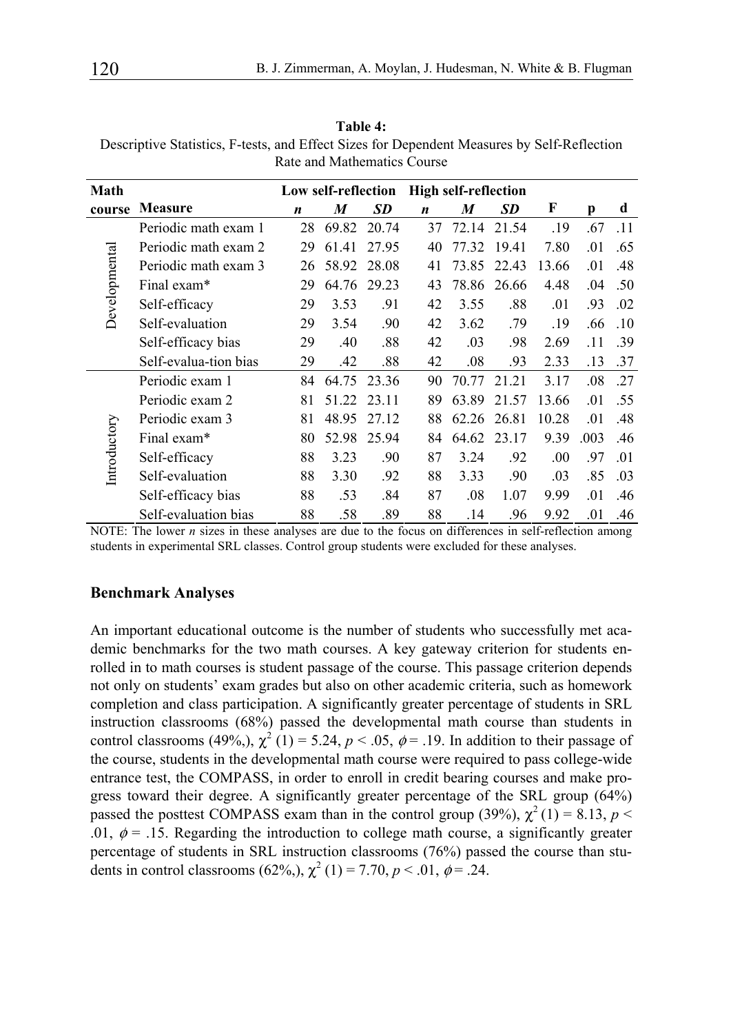**Table 4:**
Descriptive Statistics, F-tests, and Effect Sizes for Dependent Measures by Self-Reflection Rate and Mathematics Course

| Math course | Measure | Low self-reflection | | | High self-reflection | | | F | p | d |
|---|---|---|---|---|---|---|---|---|---|---|
| | | *n* | *M* | *SD* | *n* | *M* | *SD* | | | |
| Developmental | Periodic math exam 1 | 28 | 69.82 | 20.74 | 37 | 72.14 | 21.54 | .19 | .67 | .11 |
| | Periodic math exam 2 | 29 | 61.41 | 27.95 | 40 | 77.32 | 19.41 | 7.80 | .01 | .65 |
| | Periodic math exam 3 | 26 | 58.92 | 28.08 | 41 | 73.85 | 22.43 | 13.66 | .01 | .48 |
| | Final exam* | 29 | 64.76 | 29.23 | 43 | 78.86 | 26.66 | 4.48 | .04 | .50 |
| | Self-efficacy | 29 | 3.53 | .91 | 42 | 3.55 | .88 | .01 | .93 | .02 |
| | Self-evaluation | 29 | 3.54 | .90 | 42 | 3.62 | .79 | .19 | .66 | .10 |
| | Self-efficacy bias | 29 | .40 | .88 | 42 | .03 | .98 | 2.69 | .11 | .39 |
| | Self-evalua-tion bias | 29 | .42 | .88 | 42 | .08 | .93 | 2.33 | .13 | .37 |
| Introductory | Periodic exam 1 | 84 | 64.75 | 23.36 | 90 | 70.77 | 21.21 | 3.17 | .08 | .27 |
| | Periodic exam 2 | 81 | 51.22 | 23.11 | 89 | 63.89 | 21.57 | 13.66 | .01 | .55 |
| | Periodic exam 3 | 81 | 48.95 | 27.12 | 88 | 62.26 | 26.81 | 10.28 | .01 | .48 |
| | Final exam* | 80 | 52.98 | 25.94 | 84 | 64.62 | 23.17 | 9.39 | .003 | .46 |
| | Self-efficacy | 88 | 3.23 | .90 | 87 | 3.24 | .92 | .00 | .97 | .01 |
| | Self-evaluation | 88 | 3.30 | .92 | 88 | 3.33 | .90 | .03 | .85 | .03 |
| | Self-efficacy bias | 88 | .53 | .84 | 87 | .08 | 1.07 | 9.99 | .01 | .46 |
| | Self-evaluation bias | 88 | .58 | .89 | 88 | .14 | .96 | 9.92 | .01 | .46 |

NOTE: The lower *n* sizes in these analyses are due to the focus on differences in self-reflection among students in experimental SRL classes. Control group students were excluded for these analyses.

### Benchmark Analyses

An important educational outcome is the number of students who successfully met academic benchmarks for the two math courses. A key gateway criterion for students enrolled in to math courses is student passage of the course. This passage criterion depends not only on students' exam grades but also on other academic criteria, such as homework completion and class participation. A significantly greater percentage of students in SRL instruction classrooms (68%) passed the developmental math course than students in control classrooms (49%,), $\chi^2$ (1) = 5.24, $p < .05$, $\phi = .19$. In addition to their passage of the course, students in the developmental math course were required to pass college-wide entrance test, the COMPASS, in order to enroll in credit bearing courses and make progress toward their degree. A significantly greater percentage of the SRL group (64%) passed the posttest COMPASS exam than in the control group (39%), $\chi^2$ (1) = 8.13, $p < .01$, $\phi = .15$. Regarding the introduction to college math course, a significantly greater percentage of students in SRL instruction classrooms (76%) passed the course than students in control classrooms (62%,), $\chi^2$ (1) = 7.70, $p < .01$, $\phi = .24$.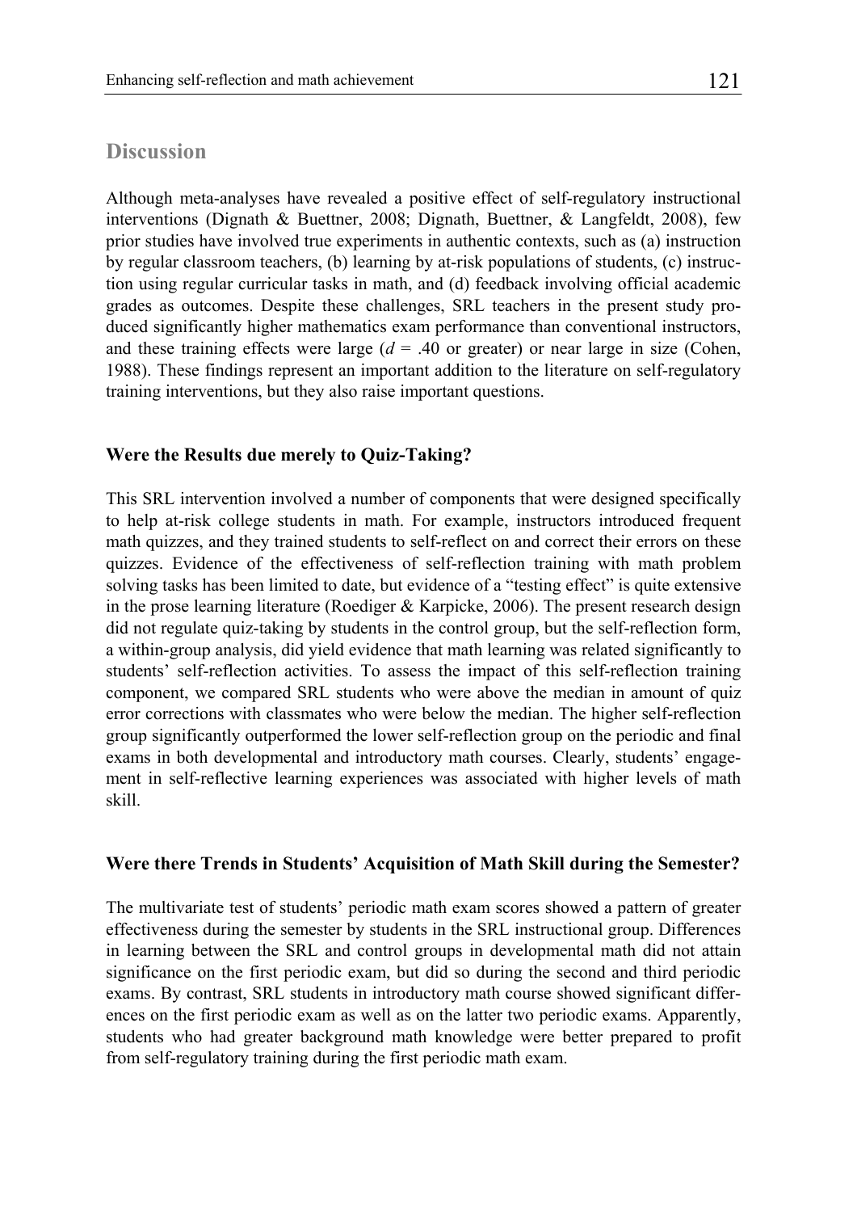## Discussion

Although meta-analyses have revealed a positive effect of self-regulatory instructional interventions (Dignath & Buettner, 2008; Dignath, Buettner, & Langfeldt, 2008), few prior studies have involved true experiments in authentic contexts, such as (a) instruction by regular classroom teachers, (b) learning by at-risk populations of students, (c) instruction using regular curricular tasks in math, and (d) feedback involving official academic grades as outcomes. Despite these challenges, SRL teachers in the present study produced significantly higher mathematics exam performance than conventional instructors, and these training effects were large ($d$ = .40 or greater) or near large in size (Cohen, 1988). These findings represent an important addition to the literature on self-regulatory training interventions, but they also raise important questions.

### Were the Results due merely to Quiz-Taking?

This SRL intervention involved a number of components that were designed specifically to help at-risk college students in math. For example, instructors introduced frequent math quizzes, and they trained students to self-reflect on and correct their errors on these quizzes. Evidence of the effectiveness of self-reflection training with math problem solving tasks has been limited to date, but evidence of a "testing effect" is quite extensive in the prose learning literature (Roediger & Karpicke, 2006). The present research design did not regulate quiz-taking by students in the control group, but the self-reflection form, a within-group analysis, did yield evidence that math learning was related significantly to students' self-reflection activities. To assess the impact of this self-reflection training component, we compared SRL students who were above the median in amount of quiz error corrections with classmates who were below the median. The higher self-reflection group significantly outperformed the lower self-reflection group on the periodic and final exams in both developmental and introductory math courses. Clearly, students' engagement in self-reflective learning experiences was associated with higher levels of math skill.

### Were there Trends in Students' Acquisition of Math Skill during the Semester?

The multivariate test of students' periodic math exam scores showed a pattern of greater effectiveness during the semester by students in the SRL instructional group. Differences in learning between the SRL and control groups in developmental math did not attain significance on the first periodic exam, but did so during the second and third periodic exams. By contrast, SRL students in introductory math course showed significant differences on the first periodic exam as well as on the latter two periodic exams. Apparently, students who had greater background math knowledge were better prepared to profit from self-regulatory training during the first periodic math exam.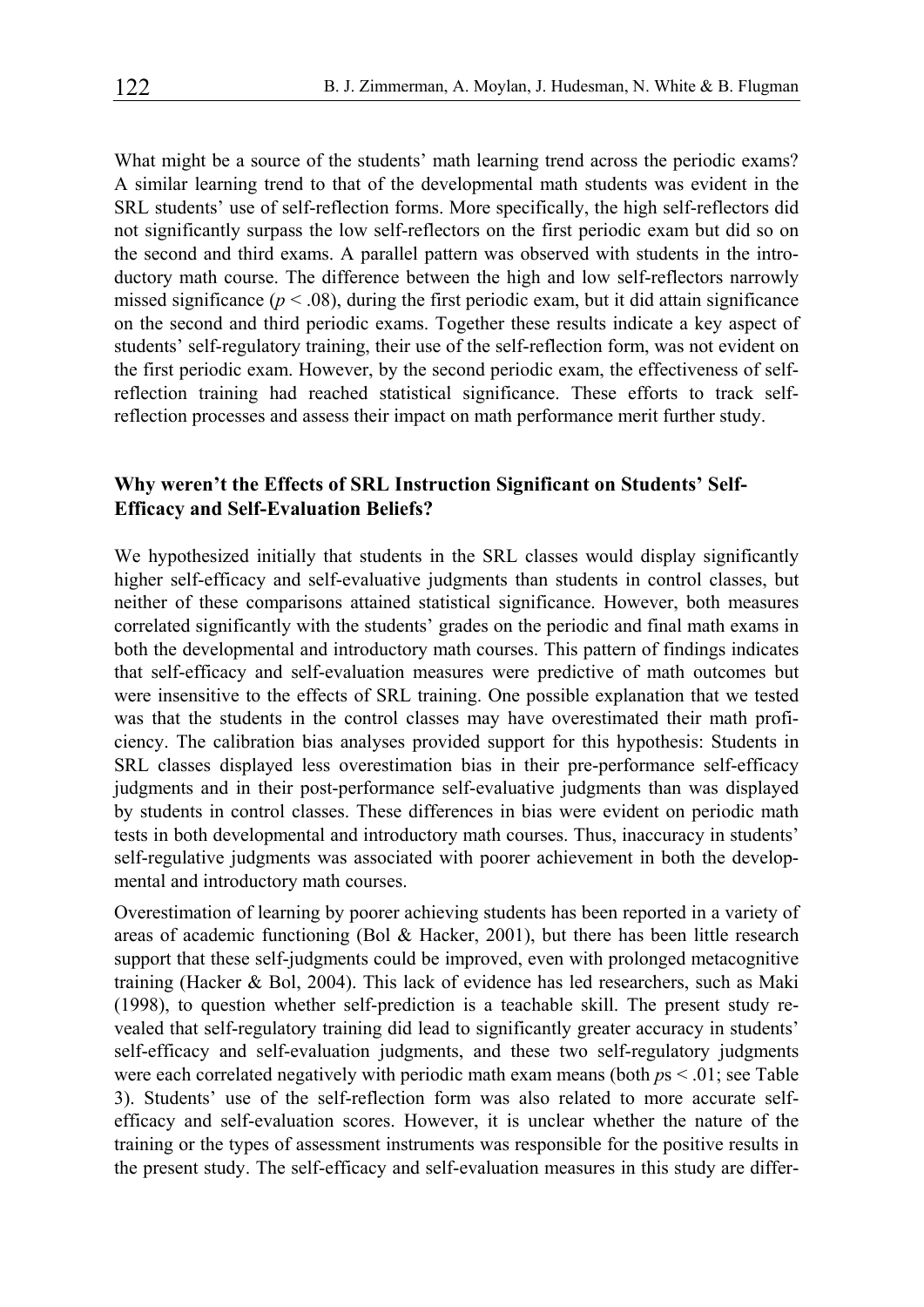What might be a source of the students' math learning trend across the periodic exams? A similar learning trend to that of the developmental math students was evident in the SRL students' use of self-reflection forms. More specifically, the high self-reflectors did not significantly surpass the low self-reflectors on the first periodic exam but did so on the second and third exams. A parallel pattern was observed with students in the introductory math course. The difference between the high and low self-reflectors narrowly missed significance ($p < .08$), during the first periodic exam, but it did attain significance on the second and third periodic exams. Together these results indicate a key aspect of students' self-regulatory training, their use of the self-reflection form, was not evident on the first periodic exam. However, by the second periodic exam, the effectiveness of self-reflection training had reached statistical significance. These efforts to track self-reflection processes and assess their impact on math performance merit further study.

### Why weren't the Effects of SRL Instruction Significant on Students' Self-Efficacy and Self-Evaluation Beliefs?

We hypothesized initially that students in the SRL classes would display significantly higher self-efficacy and self-evaluative judgments than students in control classes, but neither of these comparisons attained statistical significance. However, both measures correlated significantly with the students' grades on the periodic and final math exams in both the developmental and introductory math courses. This pattern of findings indicates that self-efficacy and self-evaluation measures were predictive of math outcomes but were insensitive to the effects of SRL training. One possible explanation that we tested was that the students in the control classes may have overestimated their math proficiency. The calibration bias analyses provided support for this hypothesis: Students in SRL classes displayed less overestimation bias in their pre-performance self-efficacy judgments and in their post-performance self-evaluative judgments than was displayed by students in control classes. These differences in bias were evident on periodic math tests in both developmental and introductory math courses. Thus, inaccuracy in students' self-regulative judgments was associated with poorer achievement in both the developmental and introductory math courses.

Overestimation of learning by poorer achieving students has been reported in a variety of areas of academic functioning (Bol & Hacker, 2001), but there has been little research support that these self-judgments could be improved, even with prolonged metacognitive training (Hacker & Bol, 2004). This lack of evidence has led researchers, such as Maki (1998), to question whether self-prediction is a teachable skill. The present study revealed that self-regulatory training did lead to significantly greater accuracy in students' self-efficacy and self-evaluation judgments, and these two self-regulatory judgments were each correlated negatively with periodic math exam means (both *p*s $< .01$; see Table 3). Students' use of the self-reflection form was also related to more accurate self-efficacy and self-evaluation scores. However, it is unclear whether the nature of the training or the types of assessment instruments was responsible for the positive results in the present study. The self-efficacy and self-evaluation measures in this study are differ-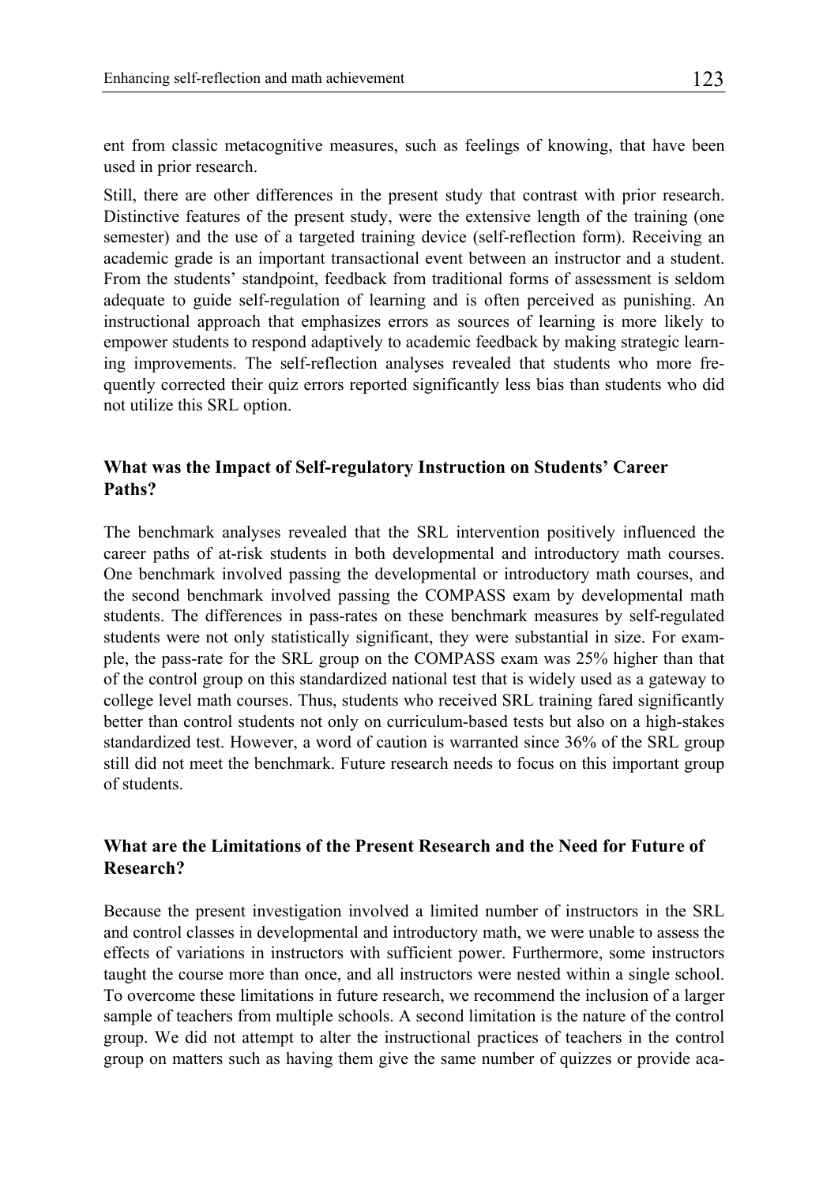ent from classic metacognitive measures, such as feelings of knowing, that have been used in prior research.

Still, there are other differences in the present study that contrast with prior research. Distinctive features of the present study, were the extensive length of the training (one semester) and the use of a targeted training device (self-reflection form). Receiving an academic grade is an important transactional event between an instructor and a student. From the students' standpoint, feedback from traditional forms of assessment is seldom adequate to guide self-regulation of learning and is often perceived as punishing. An instructional approach that emphasizes errors as sources of learning is more likely to empower students to respond adaptively to academic feedback by making strategic learning improvements. The self-reflection analyses revealed that students who more frequently corrected their quiz errors reported significantly less bias than students who did not utilize this SRL option.

### What was the Impact of Self-regulatory Instruction on Students' Career Paths?

The benchmark analyses revealed that the SRL intervention positively influenced the career paths of at-risk students in both developmental and introductory math courses. One benchmark involved passing the developmental or introductory math courses, and the second benchmark involved passing the COMPASS exam by developmental math students. The differences in pass-rates on these benchmark measures by self-regulated students were not only statistically significant, they were substantial in size. For example, the pass-rate for the SRL group on the COMPASS exam was 25% higher than that of the control group on this standardized national test that is widely used as a gateway to college level math courses. Thus, students who received SRL training fared significantly better than control students not only on curriculum-based tests but also on a high-stakes standardized test. However, a word of caution is warranted since 36% of the SRL group still did not meet the benchmark. Future research needs to focus on this important group of students.

### What are the Limitations of the Present Research and the Need for Future of Research?

Because the present investigation involved a limited number of instructors in the SRL and control classes in developmental and introductory math, we were unable to assess the effects of variations in instructors with sufficient power. Furthermore, some instructors taught the course more than once, and all instructors were nested within a single school. To overcome these limitations in future research, we recommend the inclusion of a larger sample of teachers from multiple schools. A second limitation is the nature of the control group. We did not attempt to alter the instructional practices of teachers in the control group on matters such as having them give the same number of quizzes or provide aca-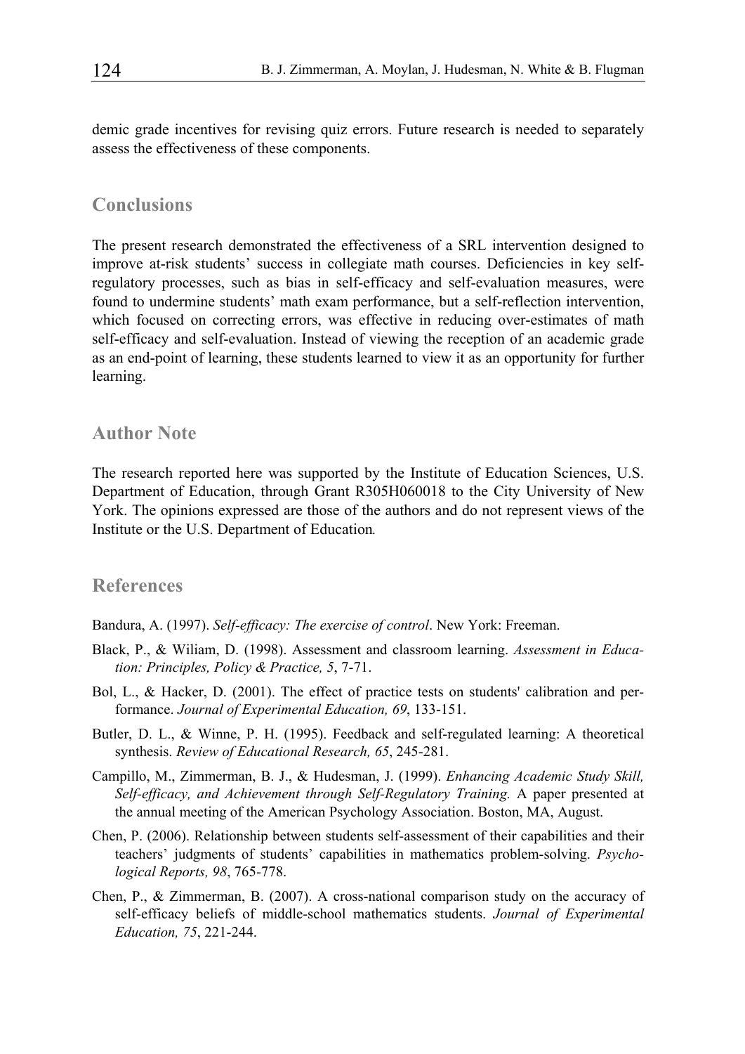demic grade incentives for revising quiz errors. Future research is needed to separately assess the effectiveness of these components.

## Conclusions

The present research demonstrated the effectiveness of a SRL intervention designed to improve at-risk students' success in collegiate math courses. Deficiencies in key self-regulatory processes, such as bias in self-efficacy and self-evaluation measures, were found to undermine students' math exam performance, but a self-reflection intervention, which focused on correcting errors, was effective in reducing over-estimates of math self-efficacy and self-evaluation. Instead of viewing the reception of an academic grade as an end-point of learning, these students learned to view it as an opportunity for further learning.

## Author Note

The research reported here was supported by the Institute of Education Sciences, U.S. Department of Education, through Grant R305H060018 to the City University of New York. The opinions expressed are those of the authors and do not represent views of the Institute or the U.S. Department of Education.

## References

Bandura, A. (1997). *Self-efficacy: The exercise of control*. New York: Freeman.

Black, P., & Wiliam, D. (1998). Assessment and classroom learning. *Assessment in Education: Principles, Policy & Practice, 5*, 7-71.

Bol, L., & Hacker, D. (2001). The effect of practice tests on students' calibration and performance. *Journal of Experimental Education, 69*, 133-151.

Butler, D. L., & Winne, P. H. (1995). Feedback and self-regulated learning: A theoretical synthesis. *Review of Educational Research, 65*, 245-281.

Campillo, M., Zimmerman, B. J., & Hudesman, J. (1999). *Enhancing Academic Study Skill, Self-efficacy, and Achievement through Self-Regulatory Training.* A paper presented at the annual meeting of the American Psychology Association. Boston, MA, August.

Chen, P. (2006). Relationship between students self-assessment of their capabilities and their teachers' judgments of students' capabilities in mathematics problem-solving. *Psychological Reports, 98*, 765-778.

Chen, P., & Zimmerman, B. (2007). A cross-national comparison study on the accuracy of self-efficacy beliefs of middle-school mathematics students. *Journal of Experimental Education, 75*, 221-244.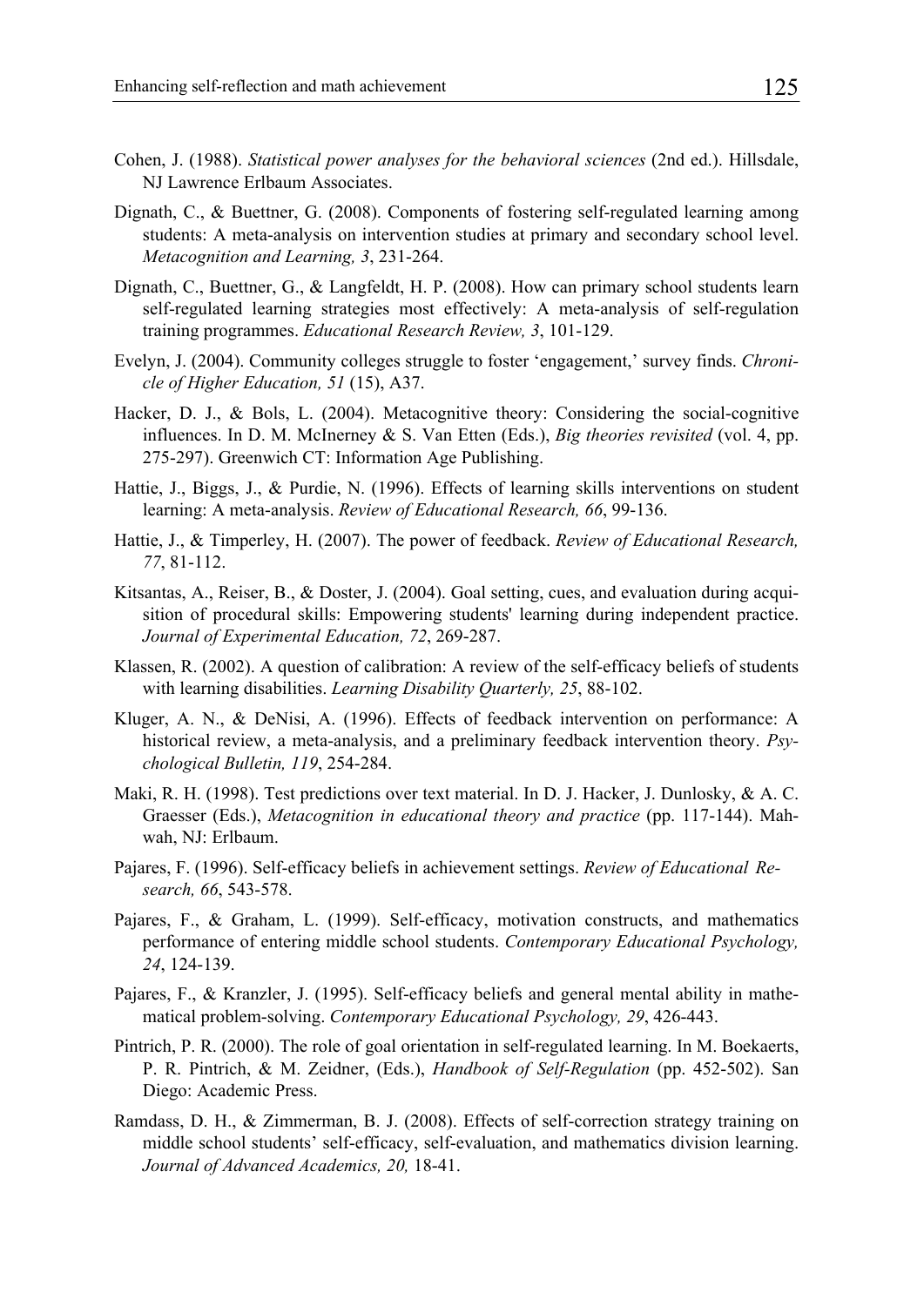Cohen, J. (1988). *Statistical power analyses for the behavioral sciences* (2nd ed.). Hillsdale, NJ Lawrence Erlbaum Associates.

Dignath, C., & Buettner, G. (2008). Components of fostering self-regulated learning among students: A meta-analysis on intervention studies at primary and secondary school level. *Metacognition and Learning, 3*, 231-264.

Dignath, C., Buettner, G., & Langfeldt, H. P. (2008). How can primary school students learn self-regulated learning strategies most effectively: A meta-analysis of self-regulation training programmes. *Educational Research Review, 3*, 101-129.

Evelyn, J. (2004). Community colleges struggle to foster 'engagement,' survey finds. *Chronicle of Higher Education, 51* (15), A37.

Hacker, D. J., & Bols, L. (2004). Metacognitive theory: Considering the social-cognitive influences. In D. M. McInerney & S. Van Etten (Eds.), *Big theories revisited* (vol. 4, pp. 275-297). Greenwich CT: Information Age Publishing.

Hattie, J., Biggs, J., & Purdie, N. (1996). Effects of learning skills interventions on student learning: A meta-analysis. *Review of Educational Research, 66*, 99-136.

Hattie, J., & Timperley, H. (2007). The power of feedback. *Review of Educational Research, 77*, 81-112.

Kitsantas, A., Reiser, B., & Doster, J. (2004). Goal setting, cues, and evaluation during acquisition of procedural skills: Empowering students' learning during independent practice. *Journal of Experimental Education, 72*, 269-287.

Klassen, R. (2002). A question of calibration: A review of the self-efficacy beliefs of students with learning disabilities. *Learning Disability Quarterly, 25*, 88-102.

Kluger, A. N., & DeNisi, A. (1996). Effects of feedback intervention on performance: A historical review, a meta-analysis, and a preliminary feedback intervention theory. *Psychological Bulletin, 119*, 254-284.

Maki, R. H. (1998). Test predictions over text material. In D. J. Hacker, J. Dunlosky, & A. C. Graesser (Eds.), *Metacognition in educational theory and practice* (pp. 117-144). Mahwah, NJ: Erlbaum.

Pajares, F. (1996). Self-efficacy beliefs in achievement settings. *Review of Educational Research, 66*, 543-578.

Pajares, F., & Graham, L. (1999). Self-efficacy, motivation constructs, and mathematics performance of entering middle school students. *Contemporary Educational Psychology, 24*, 124-139.

Pajares, F., & Kranzler, J. (1995). Self-efficacy beliefs and general mental ability in mathematical problem-solving. *Contemporary Educational Psychology, 29*, 426-443.

Pintrich, P. R. (2000). The role of goal orientation in self-regulated learning. In M. Boekaerts, P. R. Pintrich, & M. Zeidner, (Eds.), *Handbook of Self-Regulation* (pp. 452-502). San Diego: Academic Press.

Ramdass, D. H., & Zimmerman, B. J. (2008). Effects of self-correction strategy training on middle school students' self-efficacy, self-evaluation, and mathematics division learning. *Journal of Advanced Academics, 20,* 18-41.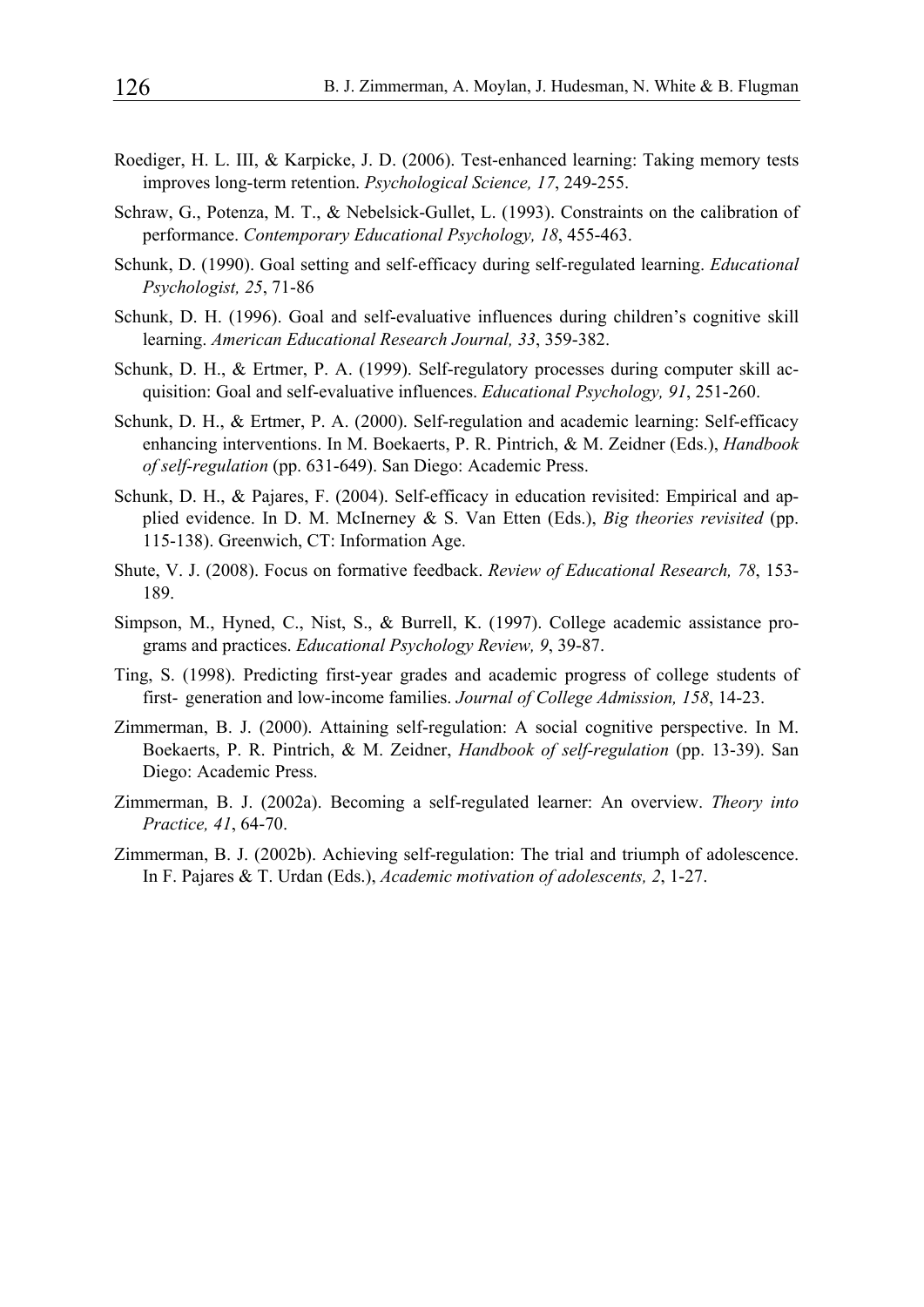Roediger, H. L. III, & Karpicke, J. D. (2006). Test-enhanced learning: Taking memory tests improves long-term retention. *Psychological Science, 17*, 249-255.

Schraw, G., Potenza, M. T., & Nebelsick-Gullet, L. (1993). Constraints on the calibration of performance. *Contemporary Educational Psychology, 18*, 455-463.

Schunk, D. (1990). Goal setting and self-efficacy during self-regulated learning. *Educational Psychologist, 25*, 71-86

Schunk, D. H. (1996). Goal and self-evaluative influences during children's cognitive skill learning. *American Educational Research Journal, 33*, 359-382.

Schunk, D. H., & Ertmer, P. A. (1999). Self-regulatory processes during computer skill acquisition: Goal and self-evaluative influences. *Educational Psychology, 91*, 251-260.

Schunk, D. H., & Ertmer, P. A. (2000). Self-regulation and academic learning: Self-efficacy enhancing interventions. In M. Boekaerts, P. R. Pintrich, & M. Zeidner (Eds.), *Handbook of self-regulation* (pp. 631-649). San Diego: Academic Press.

Schunk, D. H., & Pajares, F. (2004). Self-efficacy in education revisited: Empirical and applied evidence. In D. M. McInerney & S. Van Etten (Eds.), *Big theories revisited* (pp. 115-138). Greenwich, CT: Information Age.

Shute, V. J. (2008). Focus on formative feedback. *Review of Educational Research, 78*, 153-189.

Simpson, M., Hyned, C., Nist, S., & Burrell, K. (1997). College academic assistance programs and practices. *Educational Psychology Review, 9*, 39-87.

Ting, S. (1998). Predicting first-year grades and academic progress of college students of first- generation and low-income families. *Journal of College Admission, 158*, 14-23.

Zimmerman, B. J. (2000). Attaining self-regulation: A social cognitive perspective. In M. Boekaerts, P. R. Pintrich, & M. Zeidner, *Handbook of self-regulation* (pp. 13-39). San Diego: Academic Press.

Zimmerman, B. J. (2002a). Becoming a self-regulated learner: An overview. *Theory into Practice, 41*, 64-70.

Zimmerman, B. J. (2002b). Achieving self-regulation: The trial and triumph of adolescence. In F. Pajares & T. Urdan (Eds.), *Academic motivation of adolescents, 2*, 1-27.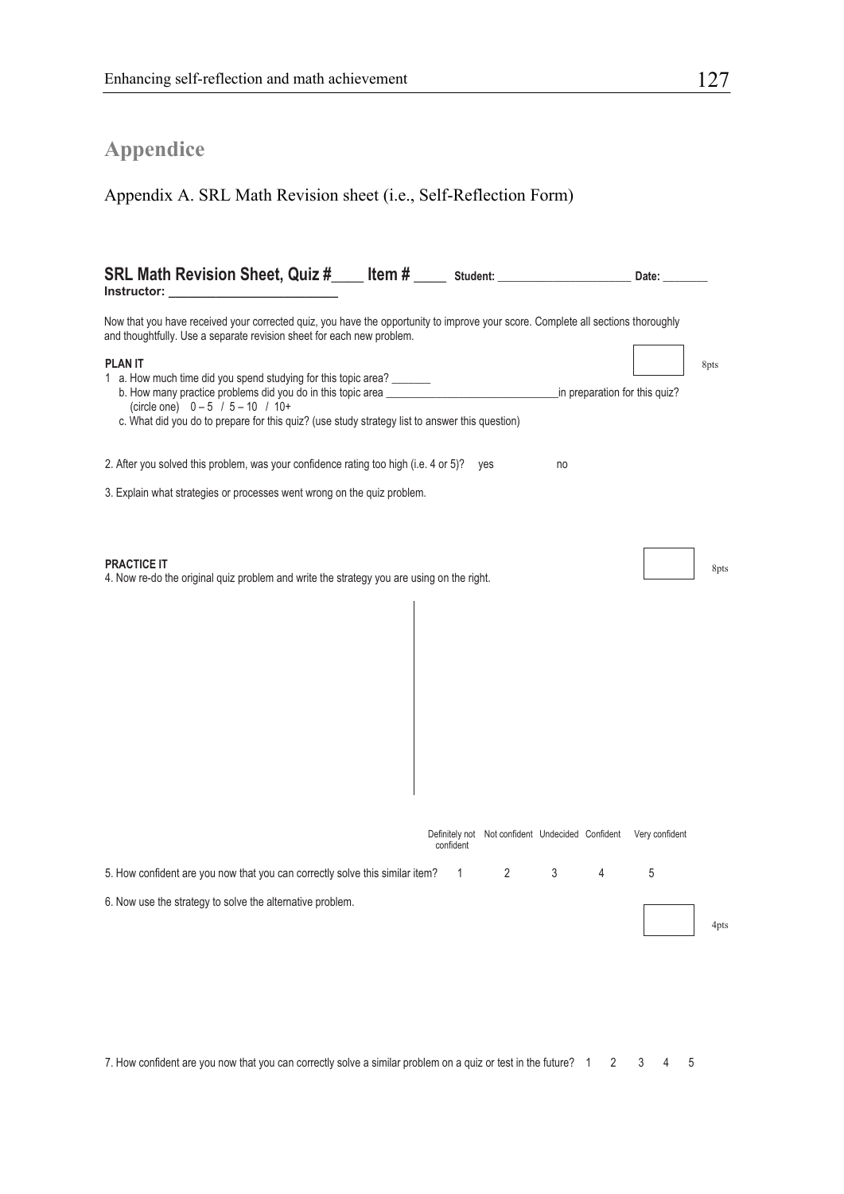# Appendice

## Appendix A. SRL Math Revision sheet (i.e., Self-Reflection Form)

**SRL Math Revision Sheet, Quiz #\_\_\_\_ Item # \_\_\_\_\_ Student: \_\_\_\_\_\_\_\_\_\_\_\_\_\_\_\_\_\_\_\_\_\_ Date: \_\_\_\_\_\_\_\_**
**Instructor: \_\_\_\_\_\_\_\_\_\_\_\_\_\_\_\_\_\_\_\_\_\_\_\_\_**

Now that you have received your corrected quiz, you have the opportunity to improve your score. Complete all sections thoroughly and thoughtfully. Use a separate revision sheet for each new problem.

**PLAN IT** 8pts

1 a. How much time did you spend studying for this topic area? \_\_\_\_\_\_\_
   b. How many practice problems did you do in this topic area \_\_\_\_\_\_\_\_\_\_\_\_\_\_\_\_\_\_\_\_\_\_\_\_\_\_\_\_\_\_in preparation for this quiz?
   (circle one) 0 – 5 / 5 – 10 / 10+
   c. What did you do to prepare for this quiz? (use study strategy list to answer this question)

2. After you solved this problem, was your confidence rating too high (i.e. 4 or 5)? yes no

3. Explain what strategies or processes went wrong on the quiz problem.

**PRACTICE IT** 8pts

4. Now re-do the original quiz problem and write the strategy you are using on the right.

| | Definitely not confident | Not confident | Undecided | Confident | Very confident |
|---|---|---|---|---|---|
| 5. How confident are you now that you can correctly solve this similar item? | 1 | 2 | 3 | 4 | 5 |

6. Now use the strategy to solve the alternative problem. 4pts

7. How confident are you now that you can correctly solve a similar problem on a quiz or test in the future? 1 2 3 4 5